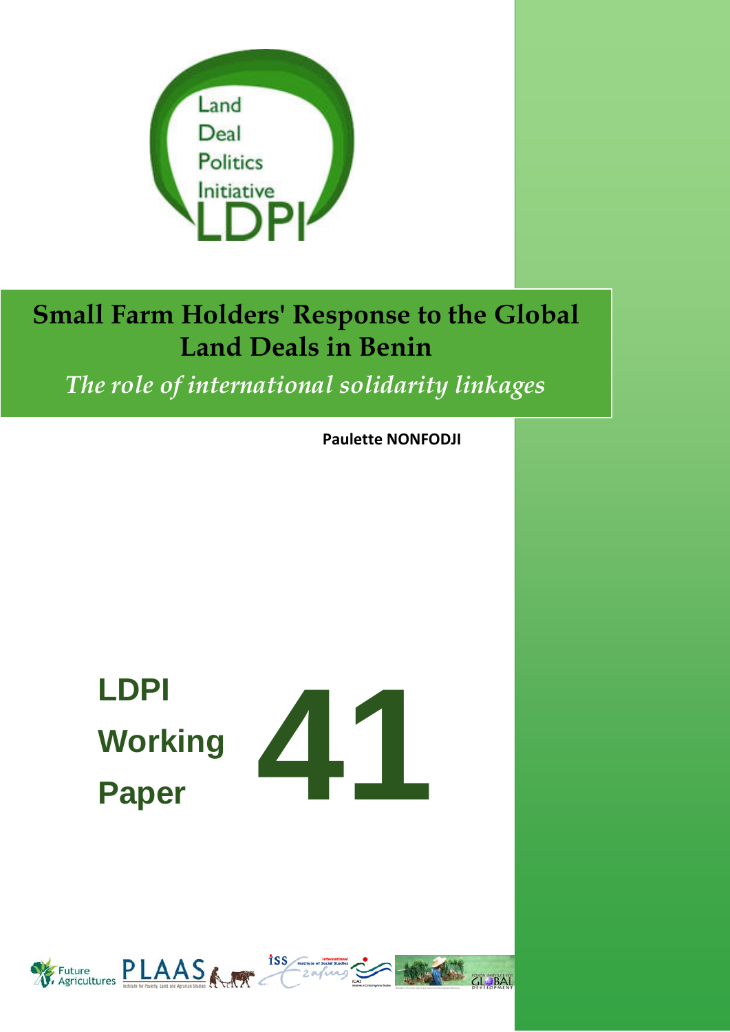Land
Deal
Politics
Initiative
LDPI

# Small Farm Holders' Response to the Global Land Deals in Benin

## *The role of international solidarity linkages*

**Paulette NONFODJI**

**LDPI Working Paper 41**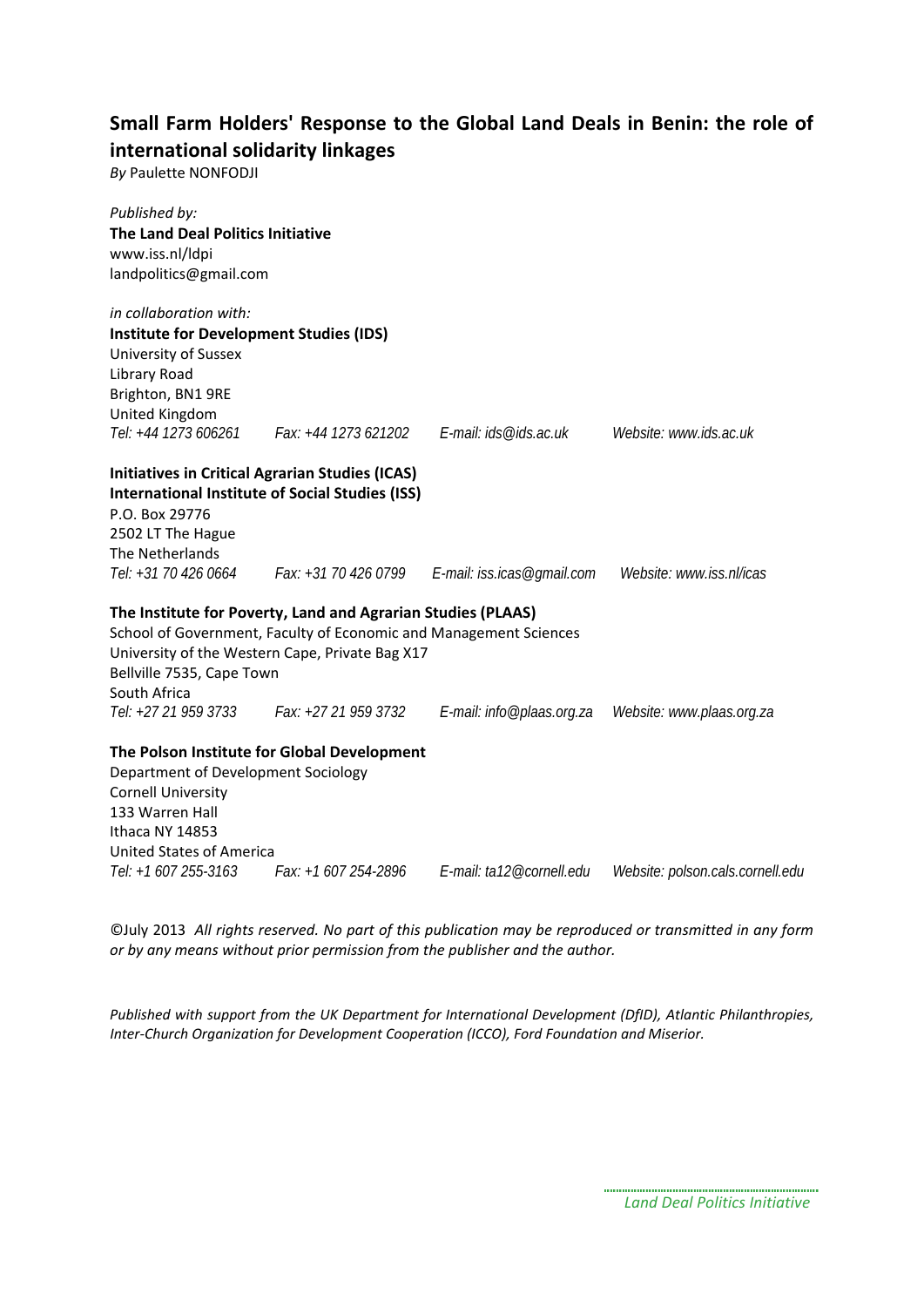# Small Farm Holders' Response to the Global Land Deals in Benin: the role of international solidarity linkages

*By* Paulette NONFODJI

*Published by:*
**The Land Deal Politics Initiative**
www.iss.nl/ldpi
landpolitics@gmail.com

*in collaboration with:*
**Institute for Development Studies (IDS)**
University of Sussex
Library Road
Brighton, BN1 9RE
United Kingdom
*Tel: +44 1273 606261 Fax: +44 1273 621202 E-mail: ids@ids.ac.uk Website: www.ids.ac.uk*

**Initiatives in Critical Agrarian Studies (ICAS)**
**International Institute of Social Studies (ISS)**
P.O. Box 29776
2502 LT The Hague
The Netherlands
*Tel: +31 70 426 0664 Fax: +31 70 426 0799 E-mail: iss.icas@gmail.com Website: www.iss.nl/icas*

**The Institute for Poverty, Land and Agrarian Studies (PLAAS)**
School of Government, Faculty of Economic and Management Sciences
University of the Western Cape, Private Bag X17
Bellville 7535, Cape Town
South Africa
*Tel: +27 21 959 3733 Fax: +27 21 959 3732 E-mail: info@plaas.org.za Website: www.plaas.org.za*

**The Polson Institute for Global Development**
Department of Development Sociology
Cornell University
133 Warren Hall
Ithaca NY 14853
United States of America
*Tel: +1 607 255-3163 Fax: +1 607 254-2896 E-mail: ta12@cornell.edu Website: polson.cals.cornell.edu*

©July 2013 *All rights reserved. No part of this publication may be reproduced or transmitted in any form or by any means without prior permission from the publisher and the author.*

*Published with support from the UK Department for International Development (DfID), Atlantic Philanthropies, Inter-Church Organization for Development Cooperation (ICCO), Ford Foundation and Miserior.*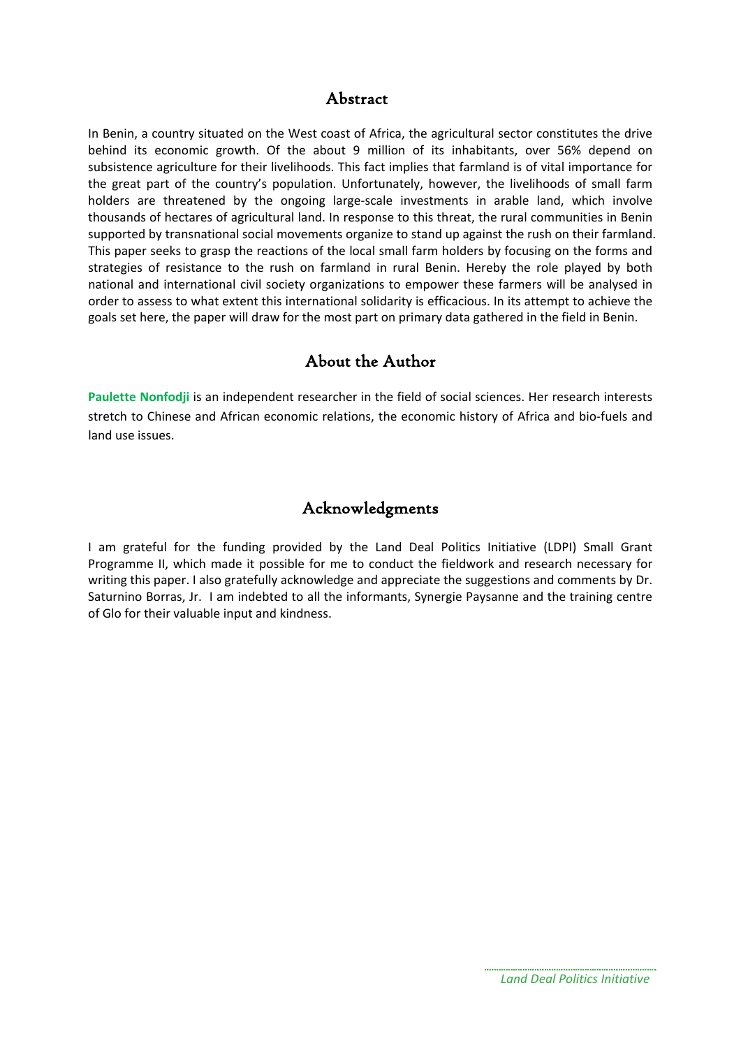## Abstract

In Benin, a country situated on the West coast of Africa, the agricultural sector constitutes the drive behind its economic growth. Of the about 9 million of its inhabitants, over 56% depend on subsistence agriculture for their livelihoods. This fact implies that farmland is of vital importance for the great part of the country's population. Unfortunately, however, the livelihoods of small farm holders are threatened by the ongoing large-scale investments in arable land, which involve thousands of hectares of agricultural land. In response to this threat, the rural communities in Benin supported by transnational social movements organize to stand up against the rush on their farmland. This paper seeks to grasp the reactions of the local small farm holders by focusing on the forms and strategies of resistance to the rush on farmland in rural Benin. Hereby the role played by both national and international civil society organizations to empower these farmers will be analysed in order to assess to what extent this international solidarity is efficacious. In its attempt to achieve the goals set here, the paper will draw for the most part on primary data gathered in the field in Benin.

## About the Author

**Paulette Nonfodji** is an independent researcher in the field of social sciences. Her research interests stretch to Chinese and African economic relations, the economic history of Africa and bio-fuels and land use issues.

## Acknowledgments

I am grateful for the funding provided by the Land Deal Politics Initiative (LDPI) Small Grant Programme II, which made it possible for me to conduct the fieldwork and research necessary for writing this paper. I also gratefully acknowledge and appreciate the suggestions and comments by Dr. Saturnino Borras, Jr. I am indebted to all the informants, Synergie Paysanne and the training centre of Glo for their valuable input and kindness.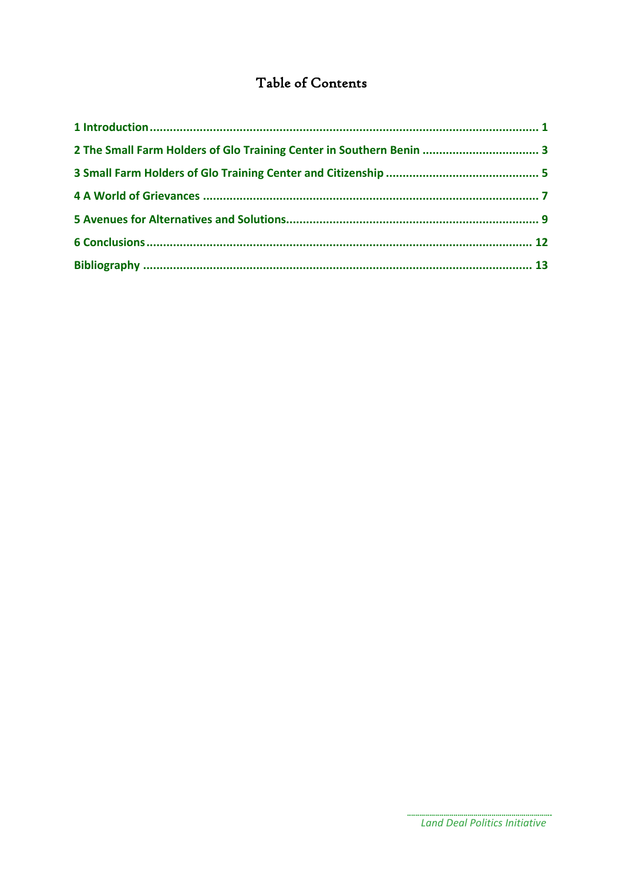# Table of Contents

1 Introduction .......... 1

2 The Small Farm Holders of Glo Training Center in Southern Benin .......... 3

3 Small Farm Holders of Glo Training Center and Citizenship .......... 5

4 A World of Grievances .......... 7

5 Avenues for Alternatives and Solutions .......... 9

6 Conclusions .......... 12

Bibliography .......... 13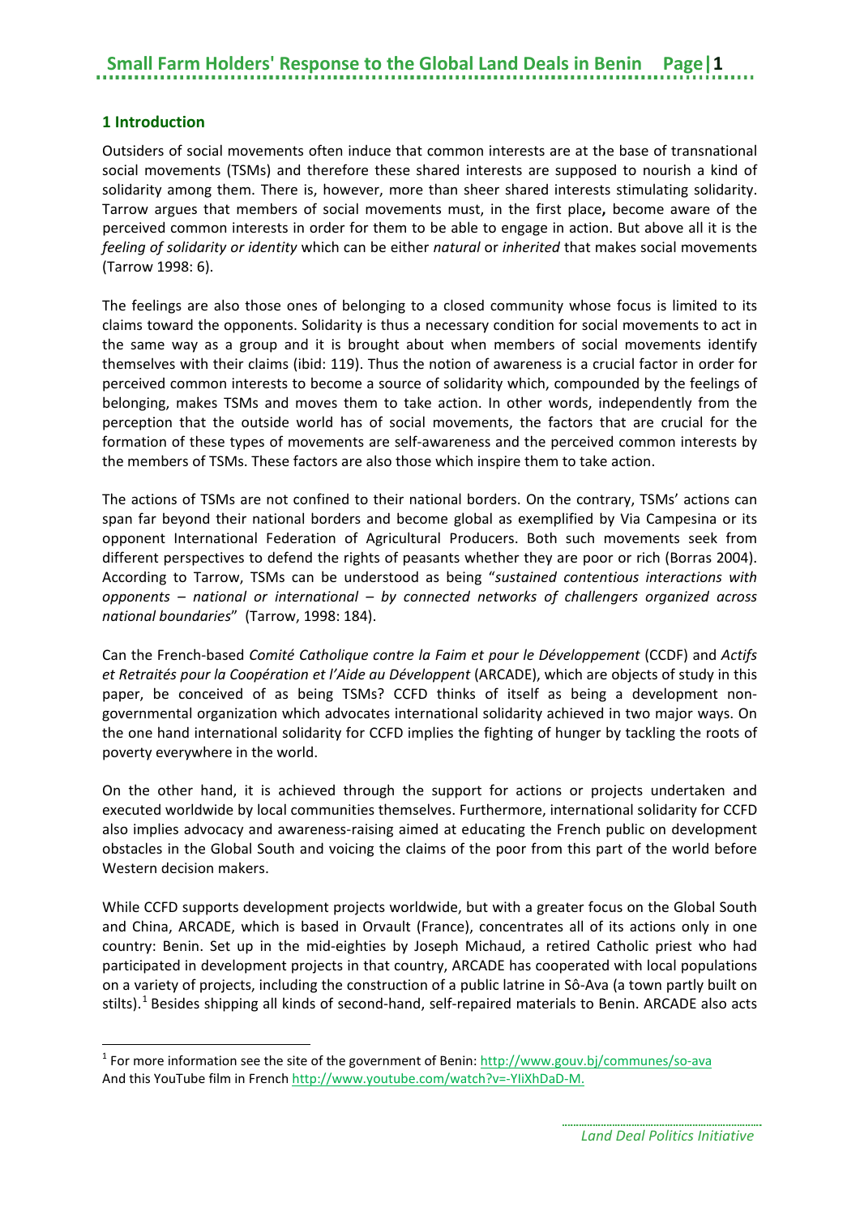## 1 Introduction

Outsiders of social movements often induce that common interests are at the base of transnational social movements (TSMs) and therefore these shared interests are supposed to nourish a kind of solidarity among them. There is, however, more than sheer shared interests stimulating solidarity. Tarrow argues that members of social movements must, in the first place**,** become aware of the perceived common interests in order for them to be able to engage in action. But above all it is the *feeling of solidarity or identity* which can be either *natural* or *inherited* that makes social movements (Tarrow 1998: 6).

The feelings are also those ones of belonging to a closed community whose focus is limited to its claims toward the opponents. Solidarity is thus a necessary condition for social movements to act in the same way as a group and it is brought about when members of social movements identify themselves with their claims (ibid: 119). Thus the notion of awareness is a crucial factor in order for perceived common interests to become a source of solidarity which, compounded by the feelings of belonging, makes TSMs and moves them to take action. In other words, independently from the perception that the outside world has of social movements, the factors that are crucial for the formation of these types of movements are self-awareness and the perceived common interests by the members of TSMs. These factors are also those which inspire them to take action.

The actions of TSMs are not confined to their national borders. On the contrary, TSMs' actions can span far beyond their national borders and become global as exemplified by Via Campesina or its opponent International Federation of Agricultural Producers. Both such movements seek from different perspectives to defend the rights of peasants whether they are poor or rich (Borras 2004). According to Tarrow, TSMs can be understood as being "*sustained contentious interactions with opponents – national or international – by connected networks of challengers organized across national boundaries*" (Tarrow, 1998: 184).

Can the French-based *Comité Catholique contre la Faim et pour le Développement* (CCDF) and *Actifs et Retraités pour la Coopération et l'Aide au Développent* (ARCADE), which are objects of study in this paper, be conceived of as being TSMs? CCFD thinks of itself as being a development non-governmental organization which advocates international solidarity achieved in two major ways. On the one hand international solidarity for CCFD implies the fighting of hunger by tackling the roots of poverty everywhere in the world.

On the other hand, it is achieved through the support for actions or projects undertaken and executed worldwide by local communities themselves. Furthermore, international solidarity for CCFD also implies advocacy and awareness-raising aimed at educating the French public on development obstacles in the Global South and voicing the claims of the poor from this part of the world before Western decision makers.

While CCFD supports development projects worldwide, but with a greater focus on the Global South and China, ARCADE, which is based in Orvault (France), concentrates all of its actions only in one country: Benin. Set up in the mid-eighties by Joseph Michaud, a retired Catholic priest who had participated in development projects in that country, ARCADE has cooperated with local populations on a variety of projects, including the construction of a public latrine in Sô-Ava (a town partly built on stilts).[1] Besides shipping all kinds of second-hand, self-repaired materials to Benin. ARCADE also acts

[1] For more information see the site of the government of Benin: http://www.gouv.bj/communes/so-ava
And this YouTube film in French http://www.youtube.com/watch?v=-YIiXhDaD-M.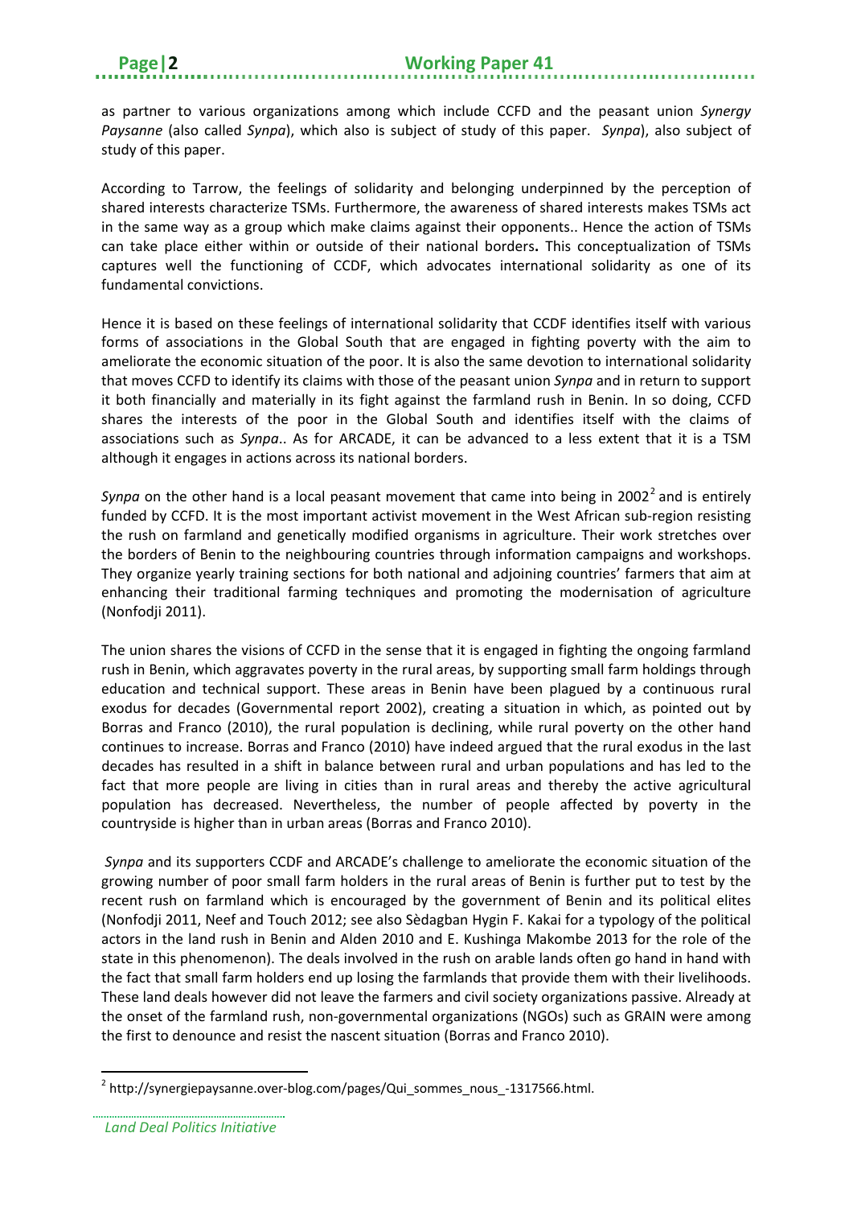as partner to various organizations among which include CCFD and the peasant union *Synergy Paysanne* (also called *Synpa*), which also is subject of study of this paper. *Synpa*), also subject of study of this paper.

According to Tarrow, the feelings of solidarity and belonging underpinned by the perception of shared interests characterize TSMs. Furthermore, the awareness of shared interests makes TSMs act in the same way as a group which make claims against their opponents.. Hence the action of TSMs can take place either within or outside of their national borders**.** This conceptualization of TSMs captures well the functioning of CCDF, which advocates international solidarity as one of its fundamental convictions.

Hence it is based on these feelings of international solidarity that CCDF identifies itself with various forms of associations in the Global South that are engaged in fighting poverty with the aim to ameliorate the economic situation of the poor. It is also the same devotion to international solidarity that moves CCFD to identify its claims with those of the peasant union *Synpa* and in return to support it both financially and materially in its fight against the farmland rush in Benin. In so doing, CCFD shares the interests of the poor in the Global South and identifies itself with the claims of associations such as *Synpa*.. As for ARCADE, it can be advanced to a less extent that it is a TSM although it engages in actions across its national borders.

*Synpa* on the other hand is a local peasant movement that came into being in 2002[2] and is entirely funded by CCFD. It is the most important activist movement in the West African sub-region resisting the rush on farmland and genetically modified organisms in agriculture. Their work stretches over the borders of Benin to the neighbouring countries through information campaigns and workshops. They organize yearly training sections for both national and adjoining countries' farmers that aim at enhancing their traditional farming techniques and promoting the modernisation of agriculture (Nonfodji 2011).

The union shares the visions of CCFD in the sense that it is engaged in fighting the ongoing farmland rush in Benin, which aggravates poverty in the rural areas, by supporting small farm holdings through education and technical support. These areas in Benin have been plagued by a continuous rural exodus for decades (Governmental report 2002), creating a situation in which, as pointed out by Borras and Franco (2010), the rural population is declining, while rural poverty on the other hand continues to increase. Borras and Franco (2010) have indeed argued that the rural exodus in the last decades has resulted in a shift in balance between rural and urban populations and has led to the fact that more people are living in cities than in rural areas and thereby the active agricultural population has decreased. Nevertheless, the number of people affected by poverty in the countryside is higher than in urban areas (Borras and Franco 2010).

*Synpa* and its supporters CCDF and ARCADE's challenge to ameliorate the economic situation of the growing number of poor small farm holders in the rural areas of Benin is further put to test by the recent rush on farmland which is encouraged by the government of Benin and its political elites (Nonfodji 2011, Neef and Touch 2012; see also Sèdagban Hygin F. Kakai for a typology of the political actors in the land rush in Benin and Alden 2010 and E. Kushinga Makombe 2013 for the role of the state in this phenomenon). The deals involved in the rush on arable lands often go hand in hand with the fact that small farm holders end up losing the farmlands that provide them with their livelihoods. These land deals however did not leave the farmers and civil society organizations passive. Already at the onset of the farmland rush, non-governmental organizations (NGOs) such as GRAIN were among the first to denounce and resist the nascent situation (Borras and Franco 2010).

[2] http://synergiepaysanne.over-blog.com/pages/Qui_sommes_nous_-1317566.html.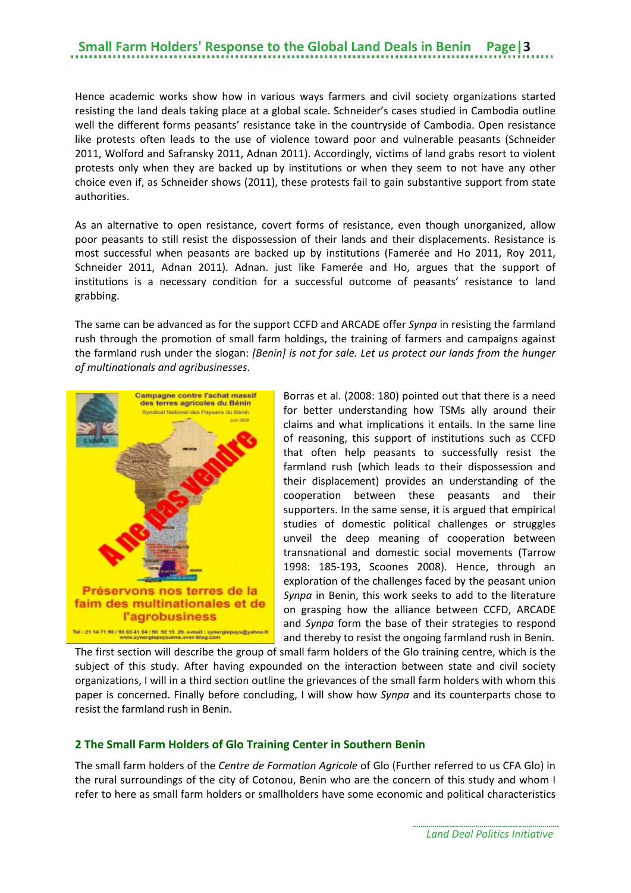Hence academic works show how in various ways farmers and civil society organizations started resisting the land deals taking place at a global scale. Schneider's cases studied in Cambodia outline well the different forms peasants' resistance take in the countryside of Cambodia. Open resistance like protests often leads to the use of violence toward poor and vulnerable peasants (Schneider 2011, Wolford and Safransky 2011, Adnan 2011). Accordingly, victims of land grabs resort to violent protests only when they are backed up by institutions or when they seem to not have any other choice even if, as Schneider shows (2011), these protests fail to gain substantive support from state authorities.

As an alternative to open resistance, covert forms of resistance, even though unorganized, allow poor peasants to still resist the dispossession of their lands and their displacements. Resistance is most successful when peasants are backed up by institutions (Famerée and Ho 2011, Roy 2011, Schneider 2011, Adnan 2011). Adnan. just like Famerée and Ho, argues that the support of institutions is a necessary condition for a successful outcome of peasants' resistance to land grabbing.

The same can be advanced as for the support CCFD and ARCADE offer *Synpa* in resisting the farmland rush through the promotion of small farm holdings, the training of farmers and campaigns against the farmland rush under the slogan: *[Benin] is not for sale. Let us protect our lands from the hunger of multinationals and agribusinesses*.

Borras et al. (2008: 180) pointed out that there is a need for better understanding how TSMs ally around their claims and what implications it entails. In the same line of reasoning, this support of institutions such as CCFD that often help peasants to successfully resist the farmland rush (which leads to their dispossession and their displacement) provides an understanding of the cooperation between these peasants and their supporters. In the same sense, it is argued that empirical studies of domestic political challenges or struggles unveil the deep meaning of cooperation between transnational and domestic social movements (Tarrow 1998: 185-193, Scoones 2008). Hence, through an exploration of the challenges faced by the peasant union *Synpa* in Benin, this work seeks to add to the literature on grasping how the alliance between CCFD, ARCADE and *Synpa* form the base of their strategies to respond and thereby to resist the ongoing farmland rush in Benin. The first section will describe the group of small farm holders of the Glo training centre, which is the subject of this study. After having expounded on the interaction between state and civil society organizations, I will in a third section outline the grievances of the small farm holders with whom this paper is concerned. Finally before concluding, I will show how *Synpa* and its counterparts chose to resist the farmland rush in Benin.

## 2 The Small Farm Holders of Glo Training Center in Southern Benin

The small farm holders of the *Centre de Formation Agricole* of Glo (Further referred to us CFA Glo) in the rural surroundings of the city of Cotonou, Benin who are the concern of this study and whom I refer to here as small farm holders or smallholders have some economic and political characteristics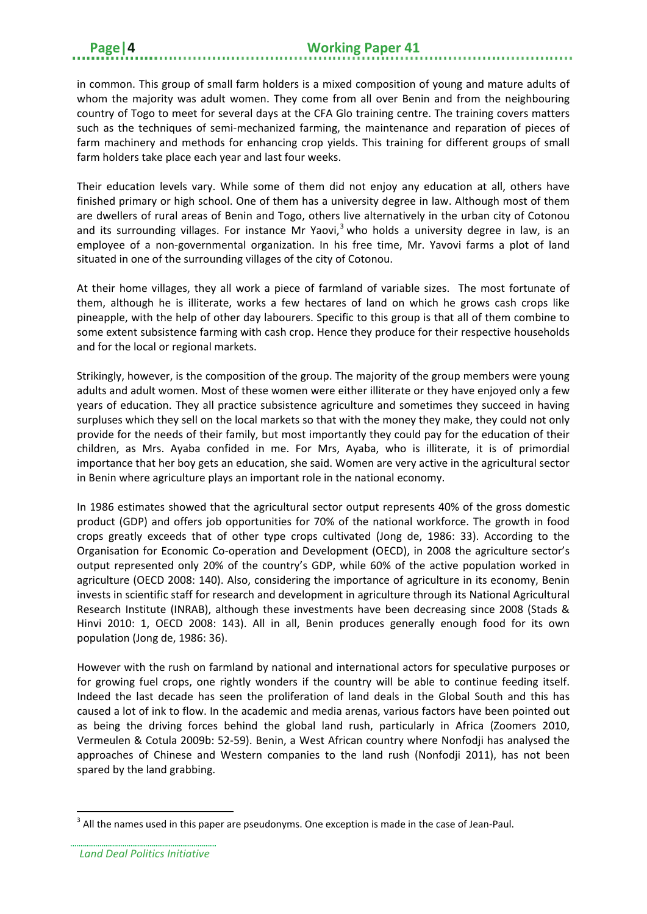in common. This group of small farm holders is a mixed composition of young and mature adults of whom the majority was adult women. They come from all over Benin and from the neighbouring country of Togo to meet for several days at the CFA Glo training centre. The training covers matters such as the techniques of semi-mechanized farming, the maintenance and reparation of pieces of farm machinery and methods for enhancing crop yields. This training for different groups of small farm holders take place each year and last four weeks.

Their education levels vary. While some of them did not enjoy any education at all, others have finished primary or high school. One of them has a university degree in law. Although most of them are dwellers of rural areas of Benin and Togo, others live alternatively in the urban city of Cotonou and its surrounding villages. For instance Mr Yaovi,[3] who holds a university degree in law, is an employee of a non-governmental organization. In his free time, Mr. Yavovi farms a plot of land situated in one of the surrounding villages of the city of Cotonou.

At their home villages, they all work a piece of farmland of variable sizes. The most fortunate of them, although he is illiterate, works a few hectares of land on which he grows cash crops like pineapple, with the help of other day labourers. Specific to this group is that all of them combine to some extent subsistence farming with cash crop. Hence they produce for their respective households and for the local or regional markets.

Strikingly, however, is the composition of the group. The majority of the group members were young adults and adult women. Most of these women were either illiterate or they have enjoyed only a few years of education. They all practice subsistence agriculture and sometimes they succeed in having surpluses which they sell on the local markets so that with the money they make, they could not only provide for the needs of their family, but most importantly they could pay for the education of their children, as Mrs. Ayaba confided in me. For Mrs, Ayaba, who is illiterate, it is of primordial importance that her boy gets an education, she said. Women are very active in the agricultural sector in Benin where agriculture plays an important role in the national economy.

In 1986 estimates showed that the agricultural sector output represents 40% of the gross domestic product (GDP) and offers job opportunities for 70% of the national workforce. The growth in food crops greatly exceeds that of other type crops cultivated (Jong de, 1986: 33). According to the Organisation for Economic Co-operation and Development (OECD), in 2008 the agriculture sector's output represented only 20% of the country's GDP, while 60% of the active population worked in agriculture (OECD 2008: 140). Also, considering the importance of agriculture in its economy, Benin invests in scientific staff for research and development in agriculture through its National Agricultural Research Institute (INRAB), although these investments have been decreasing since 2008 (Stads & Hinvi 2010: 1, OECD 2008: 143). All in all, Benin produces generally enough food for its own population (Jong de, 1986: 36).

However with the rush on farmland by national and international actors for speculative purposes or for growing fuel crops, one rightly wonders if the country will be able to continue feeding itself. Indeed the last decade has seen the proliferation of land deals in the Global South and this has caused a lot of ink to flow. In the academic and media arenas, various factors have been pointed out as being the driving forces behind the global land rush, particularly in Africa (Zoomers 2010, Vermeulen & Cotula 2009b: 52-59). Benin, a West African country where Nonfodji has analysed the approaches of Chinese and Western companies to the land rush (Nonfodji 2011), has not been spared by the land grabbing.

[3] All the names used in this paper are pseudonyms. One exception is made in the case of Jean-Paul.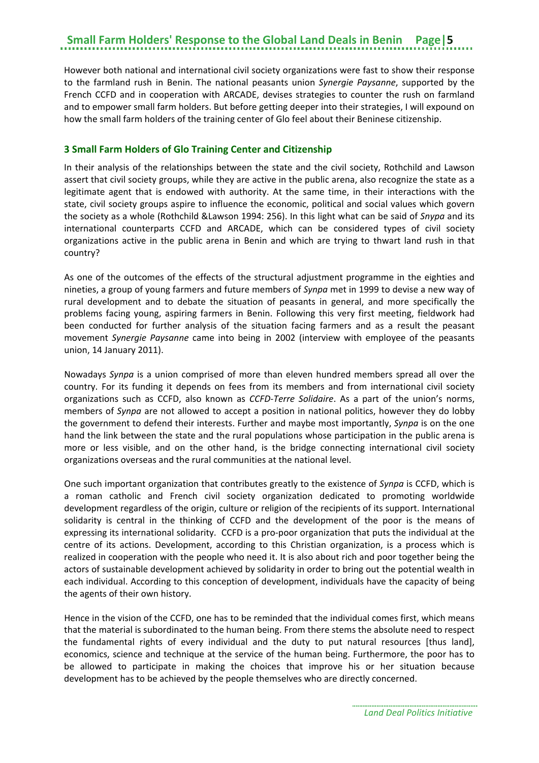However both national and international civil society organizations were fast to show their response to the farmland rush in Benin. The national peasants union *Synergie Paysanne*, supported by the French CCFD and in cooperation with ARCADE, devises strategies to counter the rush on farmland and to empower small farm holders. But before getting deeper into their strategies, I will expound on how the small farm holders of the training center of Glo feel about their Beninese citizenship.

## 3 Small Farm Holders of Glo Training Center and Citizenship

In their analysis of the relationships between the state and the civil society, Rothchild and Lawson assert that civil society groups, while they are active in the public arena, also recognize the state as a legitimate agent that is endowed with authority. At the same time, in their interactions with the state, civil society groups aspire to influence the economic, political and social values which govern the society as a whole (Rothchild &Lawson 1994: 256). In this light what can be said of *Snypa* and its international counterparts CCFD and ARCADE, which can be considered types of civil society organizations active in the public arena in Benin and which are trying to thwart land rush in that country?

As one of the outcomes of the effects of the structural adjustment programme in the eighties and nineties, a group of young farmers and future members of *Synpa* met in 1999 to devise a new way of rural development and to debate the situation of peasants in general, and more specifically the problems facing young, aspiring farmers in Benin. Following this very first meeting, fieldwork had been conducted for further analysis of the situation facing farmers and as a result the peasant movement *Synergie Paysanne* came into being in 2002 (interview with employee of the peasants union, 14 January 2011).

Nowadays *Synpa* is a union comprised of more than eleven hundred members spread all over the country. For its funding it depends on fees from its members and from international civil society organizations such as CCFD, also known as *CCFD-Terre Solidaire*. As a part of the union's norms, members of *Synpa* are not allowed to accept a position in national politics, however they do lobby the government to defend their interests. Further and maybe most importantly, *Synpa* is on the one hand the link between the state and the rural populations whose participation in the public arena is more or less visible, and on the other hand, is the bridge connecting international civil society organizations overseas and the rural communities at the national level.

One such important organization that contributes greatly to the existence of *Synpa* is CCFD, which is a roman catholic and French civil society organization dedicated to promoting worldwide development regardless of the origin, culture or religion of the recipients of its support. International solidarity is central in the thinking of CCFD and the development of the poor is the means of expressing its international solidarity. CCFD is a pro-poor organization that puts the individual at the centre of its actions. Development, according to this Christian organization, is a process which is realized in cooperation with the people who need it. It is also about rich and poor together being the actors of sustainable development achieved by solidarity in order to bring out the potential wealth in each individual. According to this conception of development, individuals have the capacity of being the agents of their own history.

Hence in the vision of the CCFD, one has to be reminded that the individual comes first, which means that the material is subordinated to the human being. From there stems the absolute need to respect the fundamental rights of every individual and the duty to put natural resources [thus land], economics, science and technique at the service of the human being. Furthermore, the poor has to be allowed to participate in making the choices that improve his or her situation because development has to be achieved by the people themselves who are directly concerned.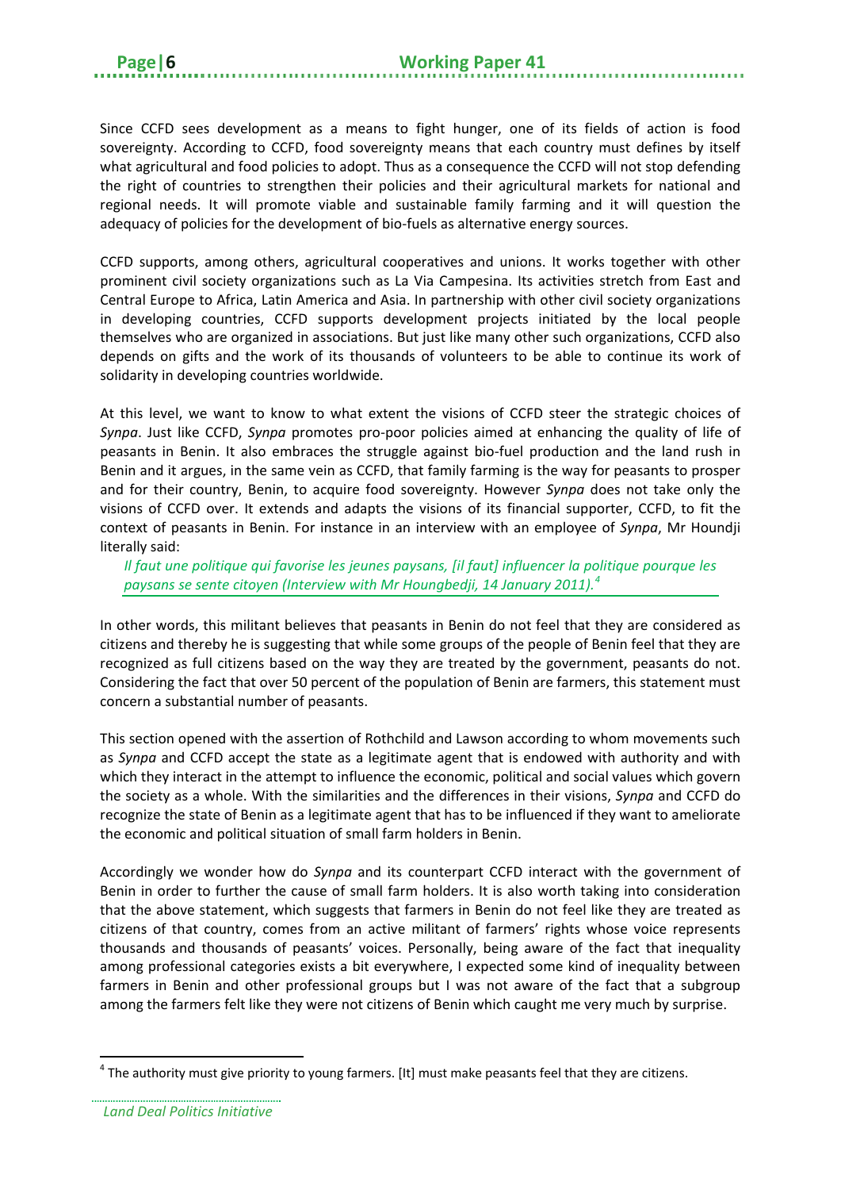Since CCFD sees development as a means to fight hunger, one of its fields of action is food sovereignty. According to CCFD, food sovereignty means that each country must defines by itself what agricultural and food policies to adopt. Thus as a consequence the CCFD will not stop defending the right of countries to strengthen their policies and their agricultural markets for national and regional needs. It will promote viable and sustainable family farming and it will question the adequacy of policies for the development of bio-fuels as alternative energy sources.

CCFD supports, among others, agricultural cooperatives and unions. It works together with other prominent civil society organizations such as La Via Campesina. Its activities stretch from East and Central Europe to Africa, Latin America and Asia. In partnership with other civil society organizations in developing countries, CCFD supports development projects initiated by the local people themselves who are organized in associations. But just like many other such organizations, CCFD also depends on gifts and the work of its thousands of volunteers to be able to continue its work of solidarity in developing countries worldwide.

At this level, we want to know to what extent the visions of CCFD steer the strategic choices of *Synpa*. Just like CCFD, *Synpa* promotes pro-poor policies aimed at enhancing the quality of life of peasants in Benin. It also embraces the struggle against bio-fuel production and the land rush in Benin and it argues, in the same vein as CCFD, that family farming is the way for peasants to prosper and for their country, Benin, to acquire food sovereignty. However *Synpa* does not take only the visions of CCFD over. It extends and adapts the visions of its financial supporter, CCFD, to fit the context of peasants in Benin. For instance in an interview with an employee of *Synpa*, Mr Houndji literally said:

> *Il faut une politique qui favorise les jeunes paysans, [il faut] influencer la politique pourque les paysans se sente citoyen (Interview with Mr Houngbedji, 14 January 2011).*[4]

In other words, this militant believes that peasants in Benin do not feel that they are considered as citizens and thereby he is suggesting that while some groups of the people of Benin feel that they are recognized as full citizens based on the way they are treated by the government, peasants do not. Considering the fact that over 50 percent of the population of Benin are farmers, this statement must concern a substantial number of peasants.

This section opened with the assertion of Rothchild and Lawson according to whom movements such as *Synpa* and CCFD accept the state as a legitimate agent that is endowed with authority and with which they interact in the attempt to influence the economic, political and social values which govern the society as a whole. With the similarities and the differences in their visions, *Synpa* and CCFD do recognize the state of Benin as a legitimate agent that has to be influenced if they want to ameliorate the economic and political situation of small farm holders in Benin.

Accordingly we wonder how do *Synpa* and its counterpart CCFD interact with the government of Benin in order to further the cause of small farm holders. It is also worth taking into consideration that the above statement, which suggests that farmers in Benin do not feel like they are treated as citizens of that country, comes from an active militant of farmers' rights whose voice represents thousands and thousands of peasants' voices. Personally, being aware of the fact that inequality among professional categories exists a bit everywhere, I expected some kind of inequality between farmers in Benin and other professional groups but I was not aware of the fact that a subgroup among the farmers felt like they were not citizens of Benin which caught me very much by surprise.

---

[4] The authority must give priority to young farmers. [It] must make peasants feel that they are citizens.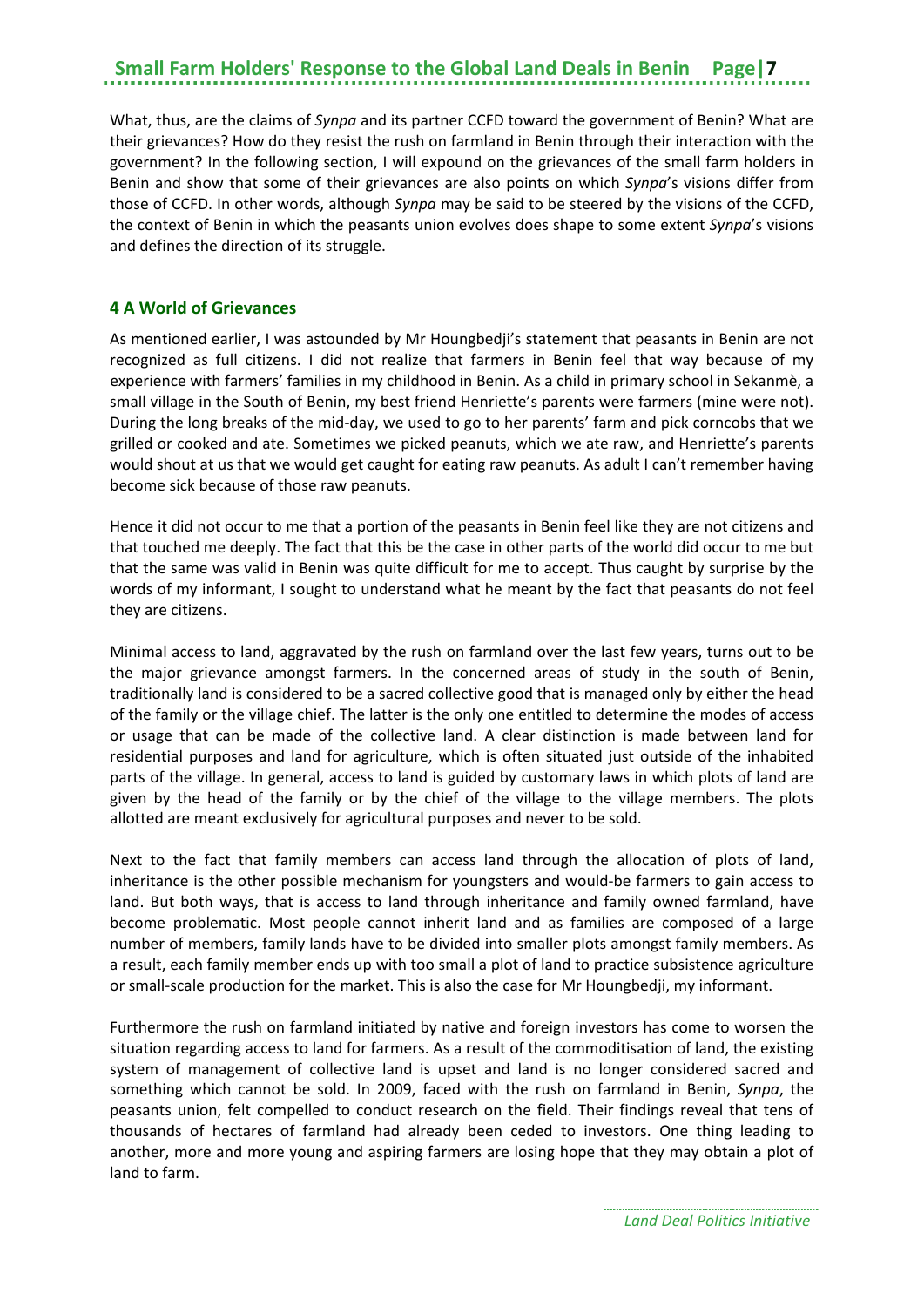What, thus, are the claims of *Synpa* and its partner CCFD toward the government of Benin? What are their grievances? How do they resist the rush on farmland in Benin through their interaction with the government? In the following section, I will expound on the grievances of the small farm holders in Benin and show that some of their grievances are also points on which *Synpa*'s visions differ from those of CCFD. In other words, although *Synpa* may be said to be steered by the visions of the CCFD, the context of Benin in which the peasants union evolves does shape to some extent *Synpa*'s visions and defines the direction of its struggle.

## 4 A World of Grievances

As mentioned earlier, I was astounded by Mr Houngbedji's statement that peasants in Benin are not recognized as full citizens. I did not realize that farmers in Benin feel that way because of my experience with farmers' families in my childhood in Benin. As a child in primary school in Sekanmè, a small village in the South of Benin, my best friend Henriette's parents were farmers (mine were not). During the long breaks of the mid-day, we used to go to her parents' farm and pick corncobs that we grilled or cooked and ate. Sometimes we picked peanuts, which we ate raw, and Henriette's parents would shout at us that we would get caught for eating raw peanuts. As adult I can't remember having become sick because of those raw peanuts.

Hence it did not occur to me that a portion of the peasants in Benin feel like they are not citizens and that touched me deeply. The fact that this be the case in other parts of the world did occur to me but that the same was valid in Benin was quite difficult for me to accept. Thus caught by surprise by the words of my informant, I sought to understand what he meant by the fact that peasants do not feel they are citizens.

Minimal access to land, aggravated by the rush on farmland over the last few years, turns out to be the major grievance amongst farmers. In the concerned areas of study in the south of Benin, traditionally land is considered to be a sacred collective good that is managed only by either the head of the family or the village chief. The latter is the only one entitled to determine the modes of access or usage that can be made of the collective land. A clear distinction is made between land for residential purposes and land for agriculture, which is often situated just outside of the inhabited parts of the village. In general, access to land is guided by customary laws in which plots of land are given by the head of the family or by the chief of the village to the village members. The plots allotted are meant exclusively for agricultural purposes and never to be sold.

Next to the fact that family members can access land through the allocation of plots of land, inheritance is the other possible mechanism for youngsters and would-be farmers to gain access to land. But both ways, that is access to land through inheritance and family owned farmland, have become problematic. Most people cannot inherit land and as families are composed of a large number of members, family lands have to be divided into smaller plots amongst family members. As a result, each family member ends up with too small a plot of land to practice subsistence agriculture or small-scale production for the market. This is also the case for Mr Houngbedji, my informant.

Furthermore the rush on farmland initiated by native and foreign investors has come to worsen the situation regarding access to land for farmers. As a result of the commoditisation of land, the existing system of management of collective land is upset and land is no longer considered sacred and something which cannot be sold. In 2009, faced with the rush on farmland in Benin, *Synpa*, the peasants union, felt compelled to conduct research on the field. Their findings reveal that tens of thousands of hectares of farmland had already been ceded to investors. One thing leading to another, more and more young and aspiring farmers are losing hope that they may obtain a plot of land to farm.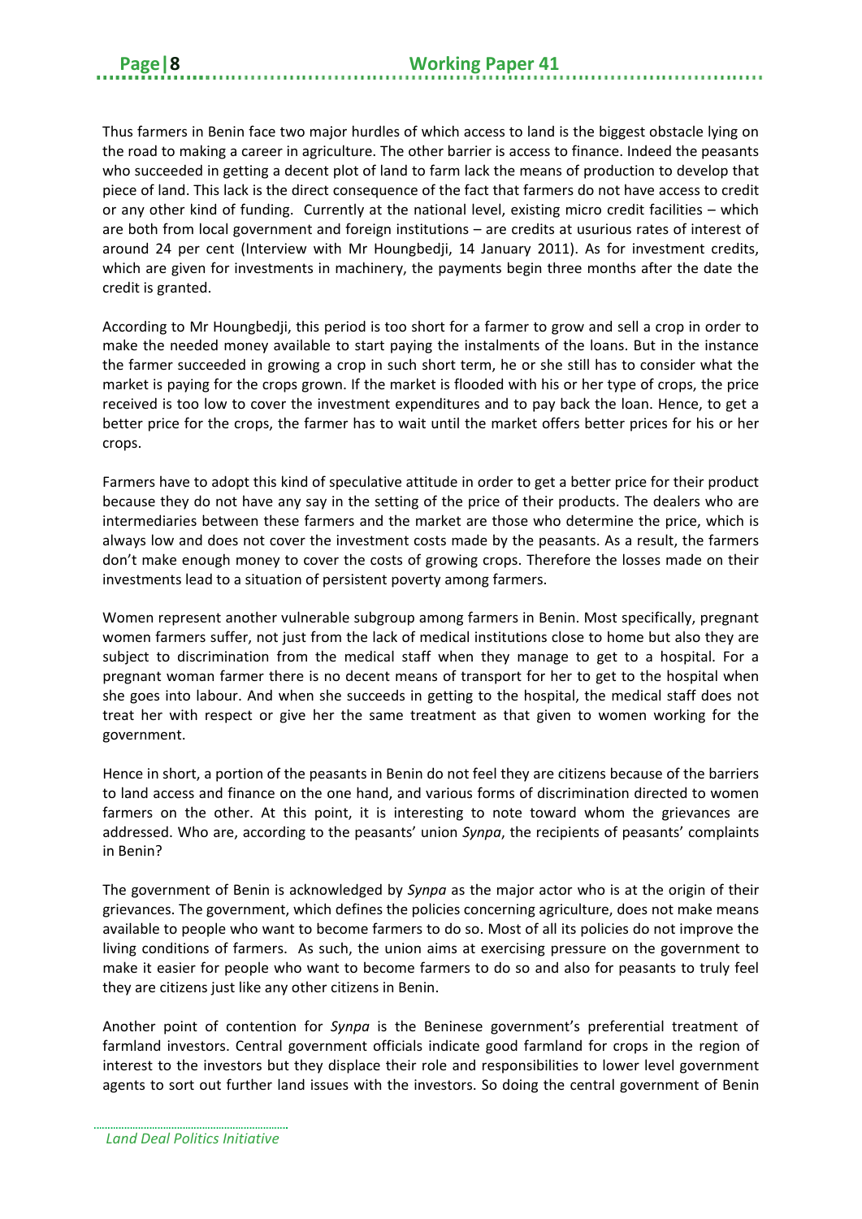Thus farmers in Benin face two major hurdles of which access to land is the biggest obstacle lying on the road to making a career in agriculture. The other barrier is access to finance. Indeed the peasants who succeeded in getting a decent plot of land to farm lack the means of production to develop that piece of land. This lack is the direct consequence of the fact that farmers do not have access to credit or any other kind of funding. Currently at the national level, existing micro credit facilities – which are both from local government and foreign institutions – are credits at usurious rates of interest of around 24 per cent (Interview with Mr Houngbedji, 14 January 2011). As for investment credits, which are given for investments in machinery, the payments begin three months after the date the credit is granted.

According to Mr Houngbedji, this period is too short for a farmer to grow and sell a crop in order to make the needed money available to start paying the instalments of the loans. But in the instance the farmer succeeded in growing a crop in such short term, he or she still has to consider what the market is paying for the crops grown. If the market is flooded with his or her type of crops, the price received is too low to cover the investment expenditures and to pay back the loan. Hence, to get a better price for the crops, the farmer has to wait until the market offers better prices for his or her crops.

Farmers have to adopt this kind of speculative attitude in order to get a better price for their product because they do not have any say in the setting of the price of their products. The dealers who are intermediaries between these farmers and the market are those who determine the price, which is always low and does not cover the investment costs made by the peasants. As a result, the farmers don't make enough money to cover the costs of growing crops. Therefore the losses made on their investments lead to a situation of persistent poverty among farmers.

Women represent another vulnerable subgroup among farmers in Benin. Most specifically, pregnant women farmers suffer, not just from the lack of medical institutions close to home but also they are subject to discrimination from the medical staff when they manage to get to a hospital. For a pregnant woman farmer there is no decent means of transport for her to get to the hospital when she goes into labour. And when she succeeds in getting to the hospital, the medical staff does not treat her with respect or give her the same treatment as that given to women working for the government.

Hence in short, a portion of the peasants in Benin do not feel they are citizens because of the barriers to land access and finance on the one hand, and various forms of discrimination directed to women farmers on the other. At this point, it is interesting to note toward whom the grievances are addressed. Who are, according to the peasants' union *Synpa*, the recipients of peasants' complaints in Benin?

The government of Benin is acknowledged by *Synpa* as the major actor who is at the origin of their grievances. The government, which defines the policies concerning agriculture, does not make means available to people who want to become farmers to do so. Most of all its policies do not improve the living conditions of farmers. As such, the union aims at exercising pressure on the government to make it easier for people who want to become farmers to do so and also for peasants to truly feel they are citizens just like any other citizens in Benin.

Another point of contention for *Synpa* is the Beninese government's preferential treatment of farmland investors. Central government officials indicate good farmland for crops in the region of interest to the investors but they displace their role and responsibilities to lower level government agents to sort out further land issues with the investors. So doing the central government of Benin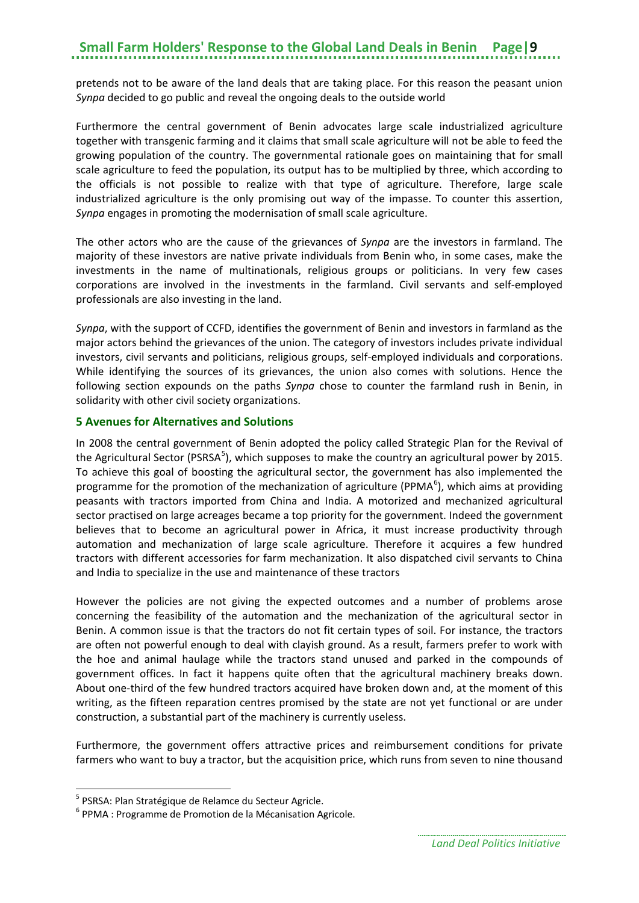pretends not to be aware of the land deals that are taking place. For this reason the peasant union *Synpa* decided to go public and reveal the ongoing deals to the outside world

Furthermore the central government of Benin advocates large scale industrialized agriculture together with transgenic farming and it claims that small scale agriculture will not be able to feed the growing population of the country. The governmental rationale goes on maintaining that for small scale agriculture to feed the population, its output has to be multiplied by three, which according to the officials is not possible to realize with that type of agriculture. Therefore, large scale industrialized agriculture is the only promising out way of the impasse. To counter this assertion, *Synpa* engages in promoting the modernisation of small scale agriculture.

The other actors who are the cause of the grievances of *Synpa* are the investors in farmland. The majority of these investors are native private individuals from Benin who, in some cases, make the investments in the name of multinationals, religious groups or politicians. In very few cases corporations are involved in the investments in the farmland. Civil servants and self-employed professionals are also investing in the land.

*Synpa*, with the support of CCFD, identifies the government of Benin and investors in farmland as the major actors behind the grievances of the union. The category of investors includes private individual investors, civil servants and politicians, religious groups, self-employed individuals and corporations. While identifying the sources of its grievances, the union also comes with solutions. Hence the following section expounds on the paths *Synpa* chose to counter the farmland rush in Benin, in solidarity with other civil society organizations.

## 5 Avenues for Alternatives and Solutions

In 2008 the central government of Benin adopted the policy called Strategic Plan for the Revival of the Agricultural Sector (PSRSA[5]), which supposes to make the country an agricultural power by 2015. To achieve this goal of boosting the agricultural sector, the government has also implemented the programme for the promotion of the mechanization of agriculture (PPMA[6]), which aims at providing peasants with tractors imported from China and India. A motorized and mechanized agricultural sector practised on large acreages became a top priority for the government. Indeed the government believes that to become an agricultural power in Africa, it must increase productivity through automation and mechanization of large scale agriculture. Therefore it acquires a few hundred tractors with different accessories for farm mechanization. It also dispatched civil servants to China and India to specialize in the use and maintenance of these tractors

However the policies are not giving the expected outcomes and a number of problems arose concerning the feasibility of the automation and the mechanization of the agricultural sector in Benin. A common issue is that the tractors do not fit certain types of soil. For instance, the tractors are often not powerful enough to deal with clayish ground. As a result, farmers prefer to work with the hoe and animal haulage while the tractors stand unused and parked in the compounds of government offices. In fact it happens quite often that the agricultural machinery breaks down. About one-third of the few hundred tractors acquired have broken down and, at the moment of this writing, as the fifteen reparation centres promised by the state are not yet functional or are under construction, a substantial part of the machinery is currently useless.

Furthermore, the government offers attractive prices and reimbursement conditions for private farmers who want to buy a tractor, but the acquisition price, which runs from seven to nine thousand

---

[5] PSRSA: Plan Stratégique de Relamce du Secteur Agricle.

[6] PPMA : Programme de Promotion de la Mécanisation Agricole.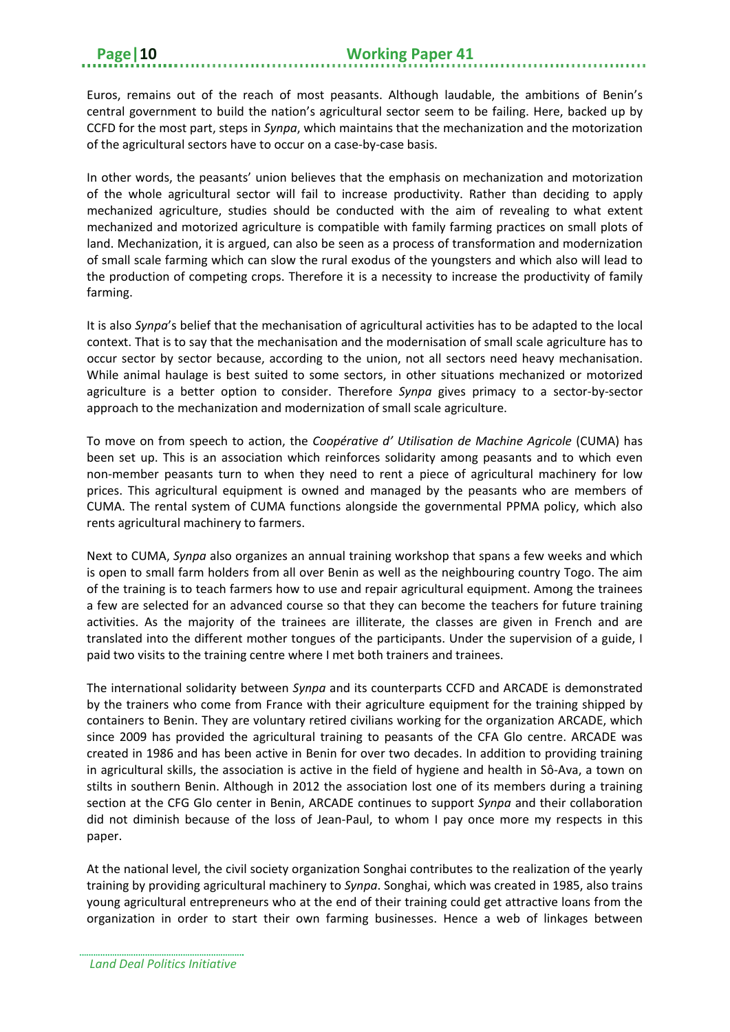Euros, remains out of the reach of most peasants. Although laudable, the ambitions of Benin's central government to build the nation's agricultural sector seem to be failing. Here, backed up by CCFD for the most part, steps in *Synpa*, which maintains that the mechanization and the motorization of the agricultural sectors have to occur on a case-by-case basis.

In other words, the peasants' union believes that the emphasis on mechanization and motorization of the whole agricultural sector will fail to increase productivity. Rather than deciding to apply mechanized agriculture, studies should be conducted with the aim of revealing to what extent mechanized and motorized agriculture is compatible with family farming practices on small plots of land. Mechanization, it is argued, can also be seen as a process of transformation and modernization of small scale farming which can slow the rural exodus of the youngsters and which also will lead to the production of competing crops. Therefore it is a necessity to increase the productivity of family farming.

It is also *Synpa*'s belief that the mechanisation of agricultural activities has to be adapted to the local context. That is to say that the mechanisation and the modernisation of small scale agriculture has to occur sector by sector because, according to the union, not all sectors need heavy mechanisation. While animal haulage is best suited to some sectors, in other situations mechanized or motorized agriculture is a better option to consider. Therefore *Synpa* gives primacy to a sector-by-sector approach to the mechanization and modernization of small scale agriculture.

To move on from speech to action, the *Coopérative d' Utilisation de Machine Agricole* (CUMA) has been set up. This is an association which reinforces solidarity among peasants and to which even non-member peasants turn to when they need to rent a piece of agricultural machinery for low prices. This agricultural equipment is owned and managed by the peasants who are members of CUMA. The rental system of CUMA functions alongside the governmental PPMA policy, which also rents agricultural machinery to farmers.

Next to CUMA, *Synpa* also organizes an annual training workshop that spans a few weeks and which is open to small farm holders from all over Benin as well as the neighbouring country Togo. The aim of the training is to teach farmers how to use and repair agricultural equipment. Among the trainees a few are selected for an advanced course so that they can become the teachers for future training activities. As the majority of the trainees are illiterate, the classes are given in French and are translated into the different mother tongues of the participants. Under the supervision of a guide, I paid two visits to the training centre where I met both trainers and trainees.

The international solidarity between *Synpa* and its counterparts CCFD and ARCADE is demonstrated by the trainers who come from France with their agriculture equipment for the training shipped by containers to Benin. They are voluntary retired civilians working for the organization ARCADE, which since 2009 has provided the agricultural training to peasants of the CFA Glo centre. ARCADE was created in 1986 and has been active in Benin for over two decades. In addition to providing training in agricultural skills, the association is active in the field of hygiene and health in Sô-Ava, a town on stilts in southern Benin. Although in 2012 the association lost one of its members during a training section at the CFG Glo center in Benin, ARCADE continues to support *Synpa* and their collaboration did not diminish because of the loss of Jean-Paul, to whom I pay once more my respects in this paper.

At the national level, the civil society organization Songhai contributes to the realization of the yearly training by providing agricultural machinery to *Synpa*. Songhai, which was created in 1985, also trains young agricultural entrepreneurs who at the end of their training could get attractive loans from the organization in order to start their own farming businesses. Hence a web of linkages between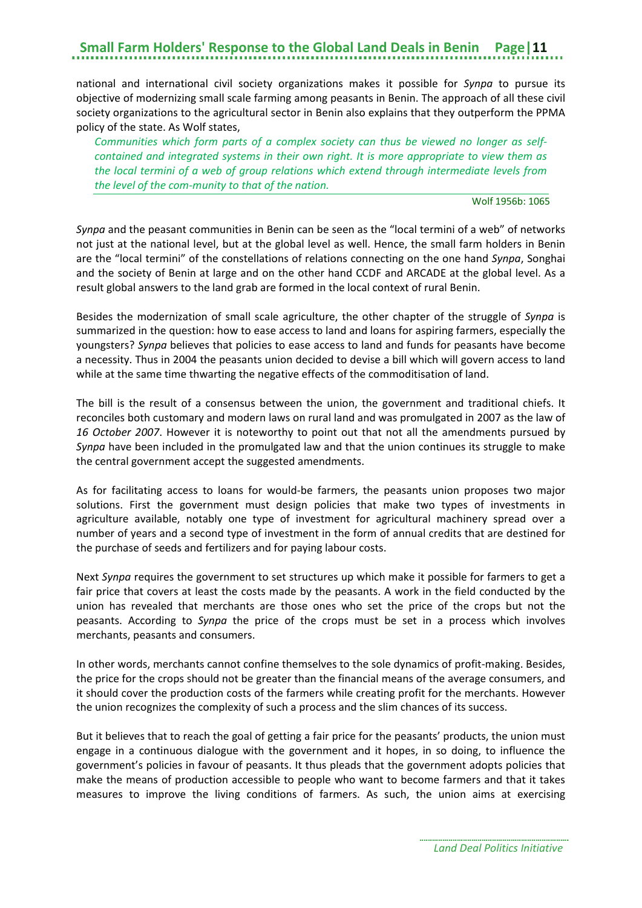national and international civil society organizations makes it possible for *Synpa* to pursue its objective of modernizing small scale farming among peasants in Benin. The approach of all these civil society organizations to the agricultural sector in Benin also explains that they outperform the PPMA policy of the state. As Wolf states,

> *Communities which form parts of a complex society can thus be viewed no longer as self-contained and integrated systems in their own right. It is more appropriate to view them as the local termini of a web of group relations which extend through intermediate levels from the level of the com-munity to that of the nation.*
>
> Wolf 1956b: 1065

*Synpa* and the peasant communities in Benin can be seen as the "local termini of a web" of networks not just at the national level, but at the global level as well. Hence, the small farm holders in Benin are the "local termini" of the constellations of relations connecting on the one hand *Synpa*, Songhai and the society of Benin at large and on the other hand CCDF and ARCADE at the global level. As a result global answers to the land grab are formed in the local context of rural Benin.

Besides the modernization of small scale agriculture, the other chapter of the struggle of *Synpa* is summarized in the question: how to ease access to land and loans for aspiring farmers, especially the youngsters? *Synpa* believes that policies to ease access to land and funds for peasants have become a necessity. Thus in 2004 the peasants union decided to devise a bill which will govern access to land while at the same time thwarting the negative effects of the commoditisation of land.

The bill is the result of a consensus between the union, the government and traditional chiefs. It reconciles both customary and modern laws on rural land and was promulgated in 2007 as the law of *16 October 2007*. However it is noteworthy to point out that not all the amendments pursued by *Synpa* have been included in the promulgated law and that the union continues its struggle to make the central government accept the suggested amendments.

As for facilitating access to loans for would-be farmers, the peasants union proposes two major solutions. First the government must design policies that make two types of investments in agriculture available, notably one type of investment for agricultural machinery spread over a number of years and a second type of investment in the form of annual credits that are destined for the purchase of seeds and fertilizers and for paying labour costs.

Next *Synpa* requires the government to set structures up which make it possible for farmers to get a fair price that covers at least the costs made by the peasants. A work in the field conducted by the union has revealed that merchants are those ones who set the price of the crops but not the peasants. According to *Synpa* the price of the crops must be set in a process which involves merchants, peasants and consumers.

In other words, merchants cannot confine themselves to the sole dynamics of profit-making. Besides, the price for the crops should not be greater than the financial means of the average consumers, and it should cover the production costs of the farmers while creating profit for the merchants. However the union recognizes the complexity of such a process and the slim chances of its success.

But it believes that to reach the goal of getting a fair price for the peasants' products, the union must engage in a continuous dialogue with the government and it hopes, in so doing, to influence the government's policies in favour of peasants. It thus pleads that the government adopts policies that make the means of production accessible to people who want to become farmers and that it takes measures to improve the living conditions of farmers. As such, the union aims at exercising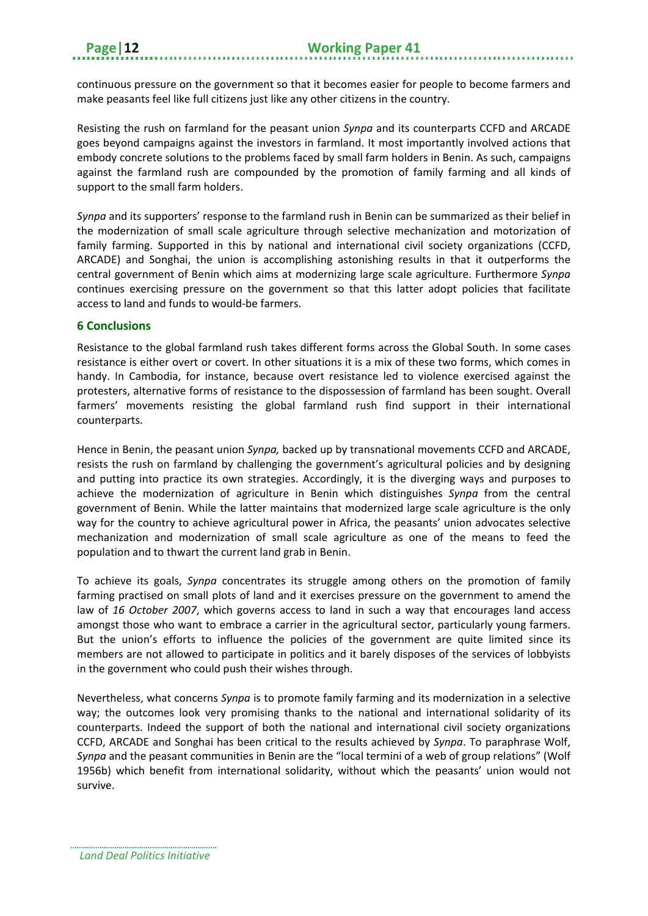continuous pressure on the government so that it becomes easier for people to become farmers and make peasants feel like full citizens just like any other citizens in the country.

Resisting the rush on farmland for the peasant union *Synpa* and its counterparts CCFD and ARCADE goes beyond campaigns against the investors in farmland. It most importantly involved actions that embody concrete solutions to the problems faced by small farm holders in Benin. As such, campaigns against the farmland rush are compounded by the promotion of family farming and all kinds of support to the small farm holders.

*Synpa* and its supporters' response to the farmland rush in Benin can be summarized as their belief in the modernization of small scale agriculture through selective mechanization and motorization of family farming. Supported in this by national and international civil society organizations (CCFD, ARCADE) and Songhai, the union is accomplishing astonishing results in that it outperforms the central government of Benin which aims at modernizing large scale agriculture. Furthermore *Synpa* continues exercising pressure on the government so that this latter adopt policies that facilitate access to land and funds to would-be farmers.

## 6 Conclusions

Resistance to the global farmland rush takes different forms across the Global South. In some cases resistance is either overt or covert. In other situations it is a mix of these two forms, which comes in handy. In Cambodia, for instance, because overt resistance led to violence exercised against the protesters, alternative forms of resistance to the dispossession of farmland has been sought. Overall farmers' movements resisting the global farmland rush find support in their international counterparts.

Hence in Benin, the peasant union *Synpa,* backed up by transnational movements CCFD and ARCADE, resists the rush on farmland by challenging the government's agricultural policies and by designing and putting into practice its own strategies. Accordingly, it is the diverging ways and purposes to achieve the modernization of agriculture in Benin which distinguishes *Synpa* from the central government of Benin. While the latter maintains that modernized large scale agriculture is the only way for the country to achieve agricultural power in Africa, the peasants' union advocates selective mechanization and modernization of small scale agriculture as one of the means to feed the population and to thwart the current land grab in Benin.

To achieve its goals, *Synpa* concentrates its struggle among others on the promotion of family farming practised on small plots of land and it exercises pressure on the government to amend the law of *16 October 2007*, which governs access to land in such a way that encourages land access amongst those who want to embrace a carrier in the agricultural sector, particularly young farmers. But the union's efforts to influence the policies of the government are quite limited since its members are not allowed to participate in politics and it barely disposes of the services of lobbyists in the government who could push their wishes through.

Nevertheless, what concerns *Synpa* is to promote family farming and its modernization in a selective way; the outcomes look very promising thanks to the national and international solidarity of its counterparts. Indeed the support of both the national and international civil society organizations CCFD, ARCADE and Songhai has been critical to the results achieved by *Synpa*. To paraphrase Wolf, *Synpa* and the peasant communities in Benin are the "local termini of a web of group relations" (Wolf 1956b) which benefit from international solidarity, without which the peasants' union would not survive.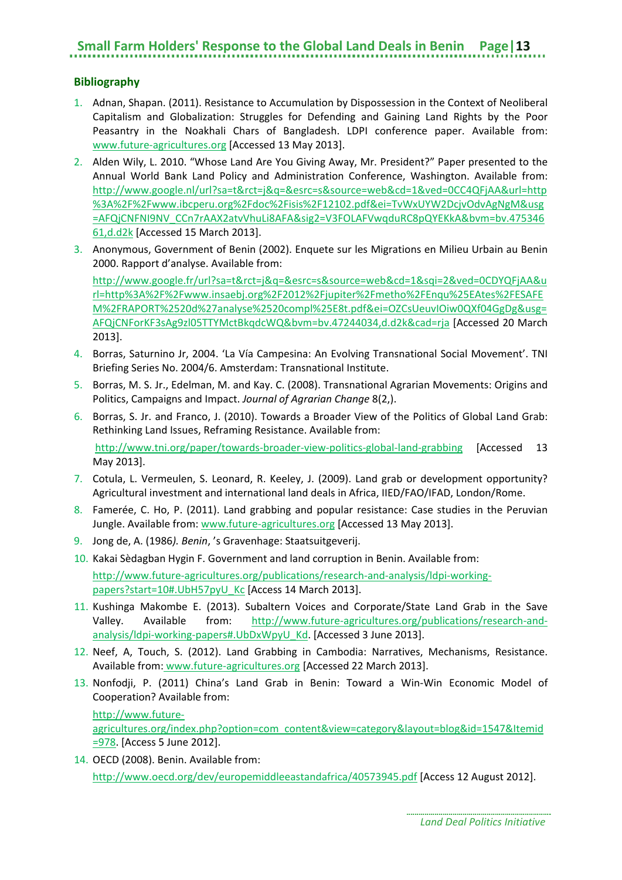## Bibliography

1. Adnan, Shapan. (2011). Resistance to Accumulation by Dispossession in the Context of Neoliberal Capitalism and Globalization: Struggles for Defending and Gaining Land Rights by the Poor Peasantry in the Noakhali Chars of Bangladesh. LDPI conference paper. Available from: www.future-agricultures.org [Accessed 13 May 2013].
2. Alden Wily, L. 2010. "Whose Land Are You Giving Away, Mr. President?" Paper presented to the Annual World Bank Land Policy and Administration Conference, Washington. Available from: http://www.google.nl/url?sa=t&rct=j&q=&esrc=s&source=web&cd=1&ved=0CC4QFjAA&url=http%3A%2F%2Fwww.ibcperu.org%2Fdoc%2Fisis%2F12102.pdf&ei=TvWxUYW2DcjvOdvAgNgM&usg=AFQjCNFNI9NV_CCn7rAAX2atvVhuLi8AFA&sig2=V3FOLAFVwqduRC8pQYEKkA&bvm=bv.47534661,d.d2k [Accessed 15 March 2013].
3. Anonymous, Government of Benin (2002). Enquete sur les Migrations en Milieu Urbain au Benin 2000. Rapport d'analyse. Available from:

   http://www.google.fr/url?sa=t&rct=j&q=&esrc=s&source=web&cd=1&sqi=2&ved=0CDYQFjAA&url=http%3A%2F%2Fwww.insaebj.org%2F2012%2Fjupiter%2Fmetho%2FEnqu%25EAtes%2FESAFEM%2FRAPORT%2520d%27analyse%2520compl%25E8t.pdf&ei=OZCsUeuvIOiw0QXf04GgDg&usg=AFQjCNForKF3sAg9zl05TTYMctBkqdcWQ&bvm=bv.47244034,d.d2k&cad=rja [Accessed 20 March 2013].
4. Borras, Saturnino Jr, 2004. 'La Vía Campesina: An Evolving Transnational Social Movement'. TNI Briefing Series No. 2004/6. Amsterdam: Transnational Institute.
5. Borras, M. S. Jr., Edelman, M. and Kay. C. (2008). Transnational Agrarian Movements: Origins and Politics, Campaigns and Impact. *Journal of Agrarian Change* 8(2,).
6. Borras, S. Jr. and Franco, J. (2010). Towards a Broader View of the Politics of Global Land Grab: Rethinking Land Issues, Reframing Resistance. Available from:

   http://www.tni.org/paper/towards-broader-view-politics-global-land-grabbing [Accessed 13 May 2013].
7. Cotula, L. Vermeulen, S. Leonard, R. Keeley, J. (2009). Land grab or development opportunity? Agricultural investment and international land deals in Africa, IIED/FAO/IFAD, London/Rome.
8. Famerée, C. Ho, P. (2011). Land grabbing and popular resistance: Case studies in the Peruvian Jungle. Available from: www.future-agricultures.org [Accessed 13 May 2013].
9. Jong de, A. (1986*). Benin*, 's Gravenhage: Staatsuitgeverij.
10. Kakai Sèdagban Hygin F. Government and land corruption in Benin. Available from:

    http://www.future-agricultures.org/publications/research-and-analysis/ldpi-working-papers?start=10#.UbH57pyU_Kc [Access 14 March 2013].
11. Kushinga Makombe E. (2013). Subaltern Voices and Corporate/State Land Grab in the Save Valley. Available from: http://www.future-agricultures.org/publications/research-and-analysis/ldpi-working-papers#.UbDxWpyU_Kd. [Accessed 3 June 2013].
12. Neef, A, Touch, S. (2012). Land Grabbing in Cambodia: Narratives, Mechanisms, Resistance. Available from: www.future-agricultures.org [Accessed 22 March 2013].
13. Nonfodji, P. (2011) China's Land Grab in Benin: Toward a Win-Win Economic Model of Cooperation? Available from:

    http://www.future-agricultures.org/index.php?option=com_content&view=category&layout=blog&id=1547&Itemid=978. [Access 5 June 2012].
14. OECD (2008). Benin. Available from:

    http://www.oecd.org/dev/europemiddleeastandafrica/40573945.pdf [Access 12 August 2012].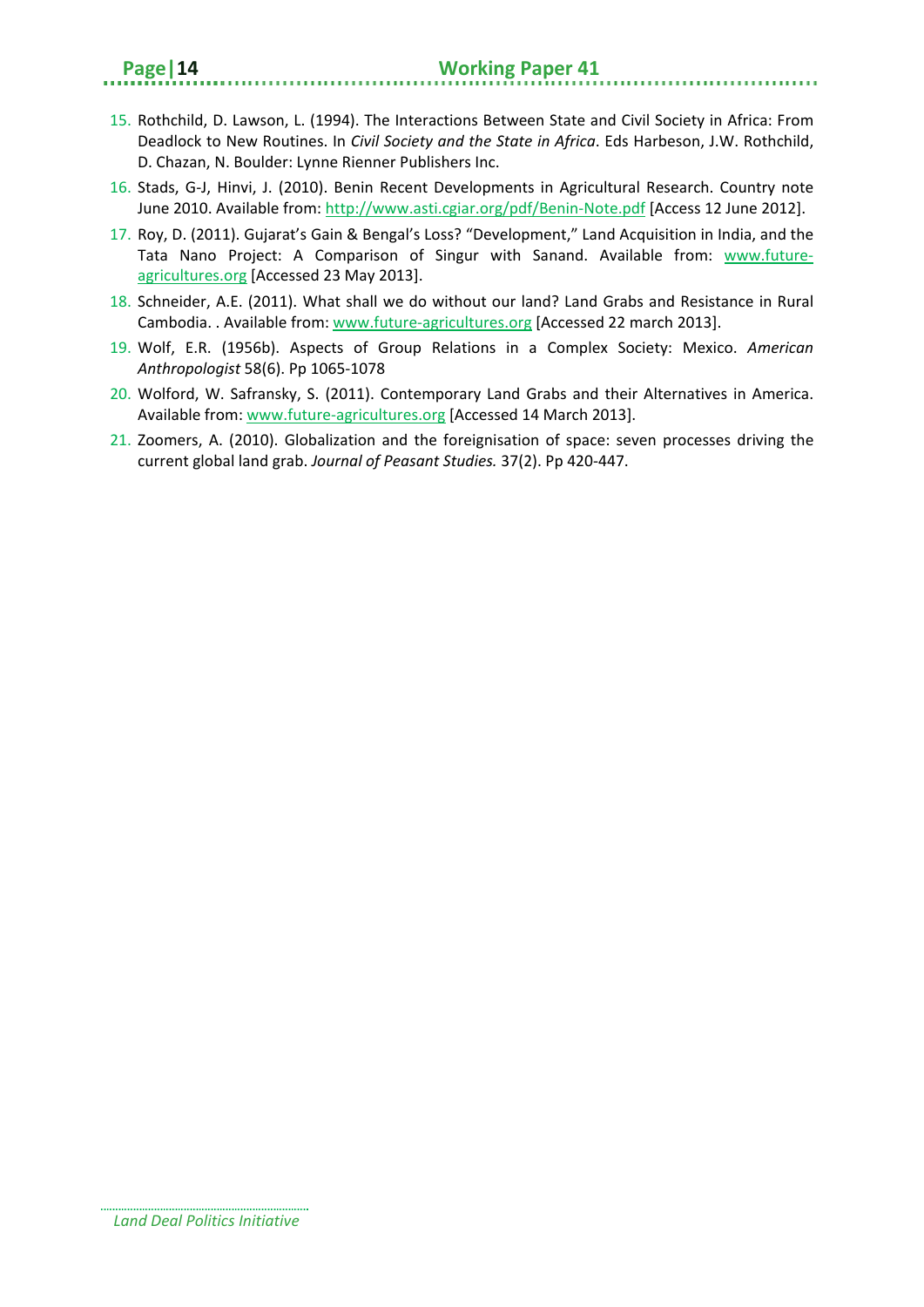15. Rothchild, D. Lawson, L. (1994). The Interactions Between State and Civil Society in Africa: From Deadlock to New Routines. In *Civil Society and the State in Africa*. Eds Harbeson, J.W. Rothchild, D. Chazan, N. Boulder: Lynne Rienner Publishers Inc.
16. Stads, G-J, Hinvi, J. (2010). Benin Recent Developments in Agricultural Research. Country note June 2010. Available from: http://www.asti.cgiar.org/pdf/Benin-Note.pdf [Access 12 June 2012].
17. Roy, D. (2011). Gujarat's Gain & Bengal's Loss? "Development," Land Acquisition in India, and the Tata Nano Project: A Comparison of Singur with Sanand. Available from: www.future-agricultures.org [Accessed 23 May 2013].
18. Schneider, A.E. (2011). What shall we do without our land? Land Grabs and Resistance in Rural Cambodia. . Available from: www.future-agricultures.org [Accessed 22 march 2013].
19. Wolf, E.R. (1956b). Aspects of Group Relations in a Complex Society: Mexico. *American Anthropologist* 58(6). Pp 1065-1078
20. Wolford, W. Safransky, S. (2011). Contemporary Land Grabs and their Alternatives in America. Available from: www.future-agricultures.org [Accessed 14 March 2013].
21. Zoomers, A. (2010). Globalization and the foreignisation of space: seven processes driving the current global land grab. *Journal of Peasant Studies.* 37(2). Pp 420-447.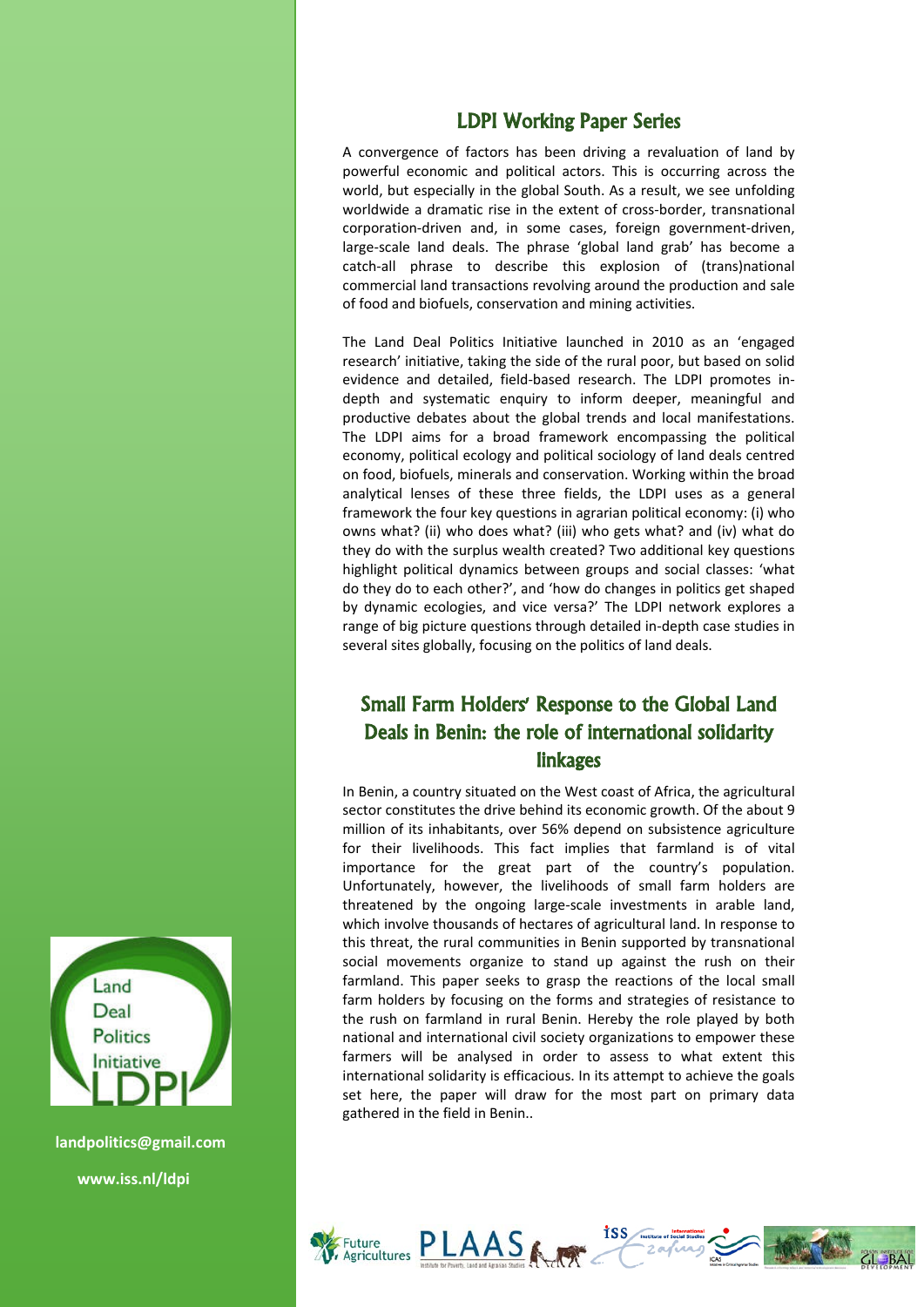## LDPI Working Paper Series

A convergence of factors has been driving a revaluation of land by powerful economic and political actors. This is occurring across the world, but especially in the global South. As a result, we see unfolding worldwide a dramatic rise in the extent of cross-border, transnational corporation-driven and, in some cases, foreign government-driven, large-scale land deals. The phrase 'global land grab' has become a catch-all phrase to describe this explosion of (trans)national commercial land transactions revolving around the production and sale of food and biofuels, conservation and mining activities.

The Land Deal Politics Initiative launched in 2010 as an 'engaged research' initiative, taking the side of the rural poor, but based on solid evidence and detailed, field-based research. The LDPI promotes in-depth and systematic enquiry to inform deeper, meaningful and productive debates about the global trends and local manifestations. The LDPI aims for a broad framework encompassing the political economy, political ecology and political sociology of land deals centred on food, biofuels, minerals and conservation. Working within the broad analytical lenses of these three fields, the LDPI uses as a general framework the four key questions in agrarian political economy: (i) who owns what? (ii) who does what? (iii) who gets what? and (iv) what do they do with the surplus wealth created? Two additional key questions highlight political dynamics between groups and social classes: 'what do they do to each other?', and 'how do changes in politics get shaped by dynamic ecologies, and vice versa?' The LDPI network explores a range of big picture questions through detailed in-depth case studies in several sites globally, focusing on the politics of land deals.

## Small Farm Holders' Response to the Global Land Deals in Benin: the role of international solidarity linkages

In Benin, a country situated on the West coast of Africa, the agricultural sector constitutes the drive behind its economic growth. Of the about 9 million of its inhabitants, over 56% depend on subsistence agriculture for their livelihoods. This fact implies that farmland is of vital importance for the great part of the country's population. Unfortunately, however, the livelihoods of small farm holders are threatened by the ongoing large-scale investments in arable land, which involve thousands of hectares of agricultural land. In response to this threat, the rural communities in Benin supported by transnational social movements organize to stand up against the rush on their farmland. This paper seeks to grasp the reactions of the local small farm holders by focusing on the forms and strategies of resistance to the rush on farmland in rural Benin. Hereby the role played by both national and international civil society organizations to empower these farmers will be analysed in order to assess to what extent this international solidarity is efficacious. In its attempt to achieve the goals set here, the paper will draw for the most part on primary data gathered in the field in Benin..

Land Deal Politics Initiative LDPI

**landpolitics@gmail.com**

**www.iss.nl/ldpi**